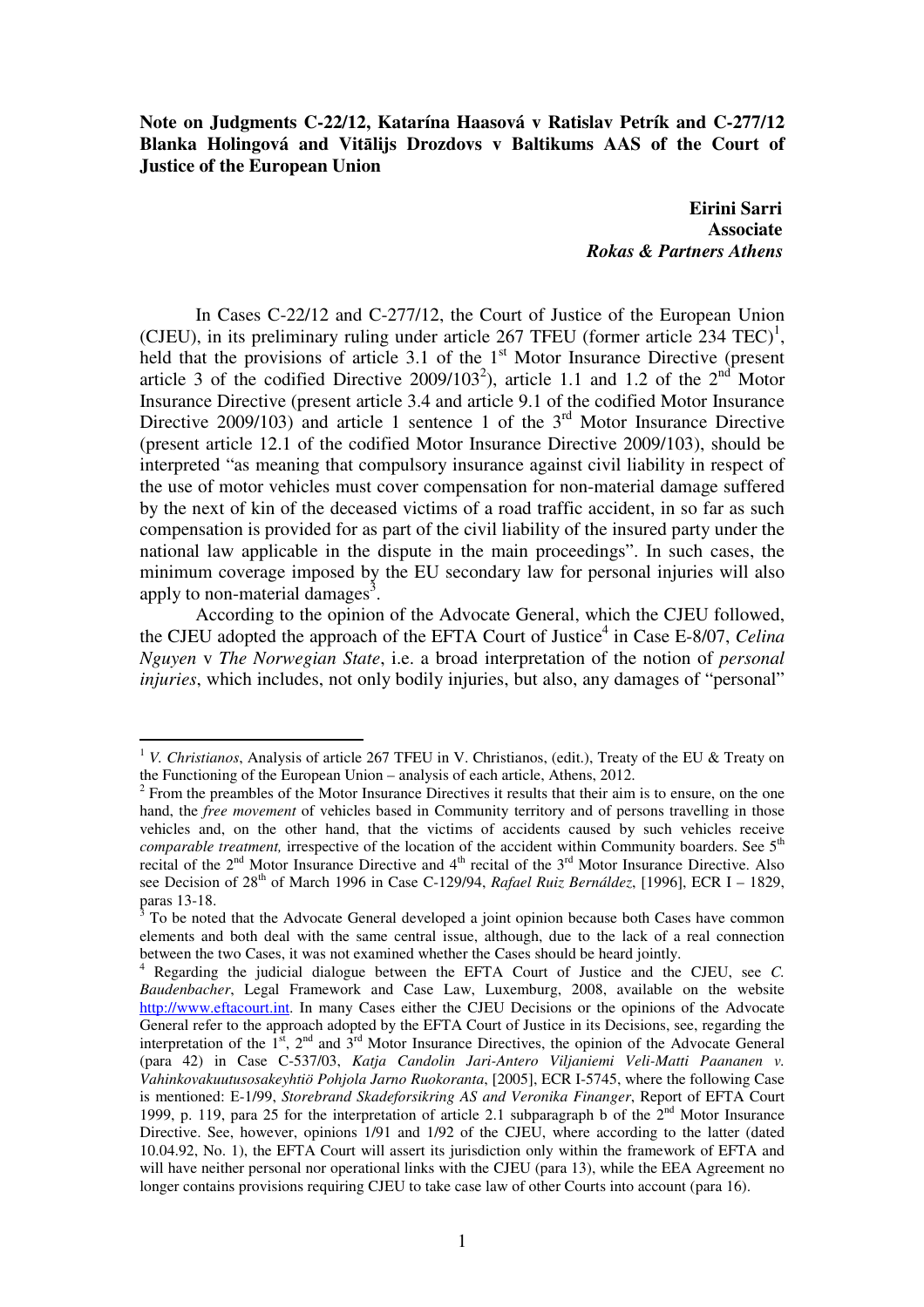**Note on Judgments C-22/12, Katarína Haasová v Ratislav Petrík and C-277/12 Blanka Holingová and Vitālijs Drozdovs v Baltikums AAS of the Court of Justice of the European Union**

**Eirini Sarri**
**Associate**
***Rokas & Partners Athens***

In Cases C-22/12 and C-277/12, the Court of Justice of the European Union (CJEU), in its preliminary ruling under article 267 TFEU (former article 234 TEC)[1], held that the provisions of article 3.1 of the 1st Motor Insurance Directive (present article 3 of the codified Directive 2009/103[2]), article 1.1 and 1.2 of the 2nd Motor Insurance Directive (present article 3.4 and article 9.1 of the codified Motor Insurance Directive 2009/103) and article 1 sentence 1 of the 3rd Motor Insurance Directive (present article 12.1 of the codified Motor Insurance Directive 2009/103), should be interpreted "as meaning that compulsory insurance against civil liability in respect of the use of motor vehicles must cover compensation for non-material damage suffered by the next of kin of the deceased victims of a road traffic accident, in so far as such compensation is provided for as part of the civil liability of the insured party under the national law applicable in the dispute in the main proceedings". In such cases, the minimum coverage imposed by the EU secondary law for personal injuries will also apply to non-material damages[3].

According to the opinion of the Advocate General, which the CJEU followed, the CJEU adopted the approach of the EFTA Court of Justice[4] in Case E-8/07, *Celina Nguyen* v *The Norwegian State*, i.e. a broad interpretation of the notion of *personal injuries*, which includes, not only bodily injuries, but also, any damages of "personal"

---

[1] *V. Christianos*, Analysis of article 267 TFEU in V. Christianos, (edit.), Treaty of the EU & Treaty on the Functioning of the European Union – analysis of each article, Athens, 2012.

[2] From the preambles of the Motor Insurance Directives it results that their aim is to ensure, on the one hand, the *free movement* of vehicles based in Community territory and of persons travelling in those vehicles and, on the other hand, that the victims of accidents caused by such vehicles receive *comparable treatment,* irrespective of the location of the accident within Community boarders. See 5th recital of the 2nd Motor Insurance Directive and 4th recital of the 3rd Motor Insurance Directive. Also see Decision of 28th of March 1996 in Case C-129/94, *Rafael Ruiz Bernáldez*, [1996], ECR I – 1829, paras 13-18.

[3] To be noted that the Advocate General developed a joint opinion because both Cases have common elements and both deal with the same central issue, although, due to the lack of a real connection between the two Cases, it was not examined whether the Cases should be heard jointly.

[4] Regarding the judicial dialogue between the EFTA Court of Justice and the CJEU, see *C. Baudenbacher*, Legal Framework and Case Law, Luxemburg, 2008, available on the website http://www.eftacourt.int. In many Cases either the CJEU Decisions or the opinions of the Advocate General refer to the approach adopted by the EFTA Court of Justice in its Decisions, see, regarding the interpretation of the 1st, 2nd and 3rd Motor Insurance Directives, the opinion of the Advocate General (para 42) in Case C-537/03, *Katja Candolin Jari-Antero Viljaniemi Veli-Matti Paananen v. Vahinkovakuutusosakeyhtiö Pohjola Jarno Ruokoranta*, [2005], ECR I-5745, where the following Case is mentioned: E-1/99, *Storebrand Skadeforsikring AS and Veronika Finanger*, Report of EFTA Court 1999, p. 119, para 25 for the interpretation of article 2.1 subparagraph b of the 2nd Motor Insurance Directive. See, however, opinions 1/91 and 1/92 of the CJEU, where according to the latter (dated 10.04.92, No. 1), the EFTA Court will assert its jurisdiction only within the framework of EFTA and will have neither personal nor operational links with the CJEU (para 13), while the EEA Agreement no longer contains provisions requiring CJEU to take case law of other Courts into account (para 16).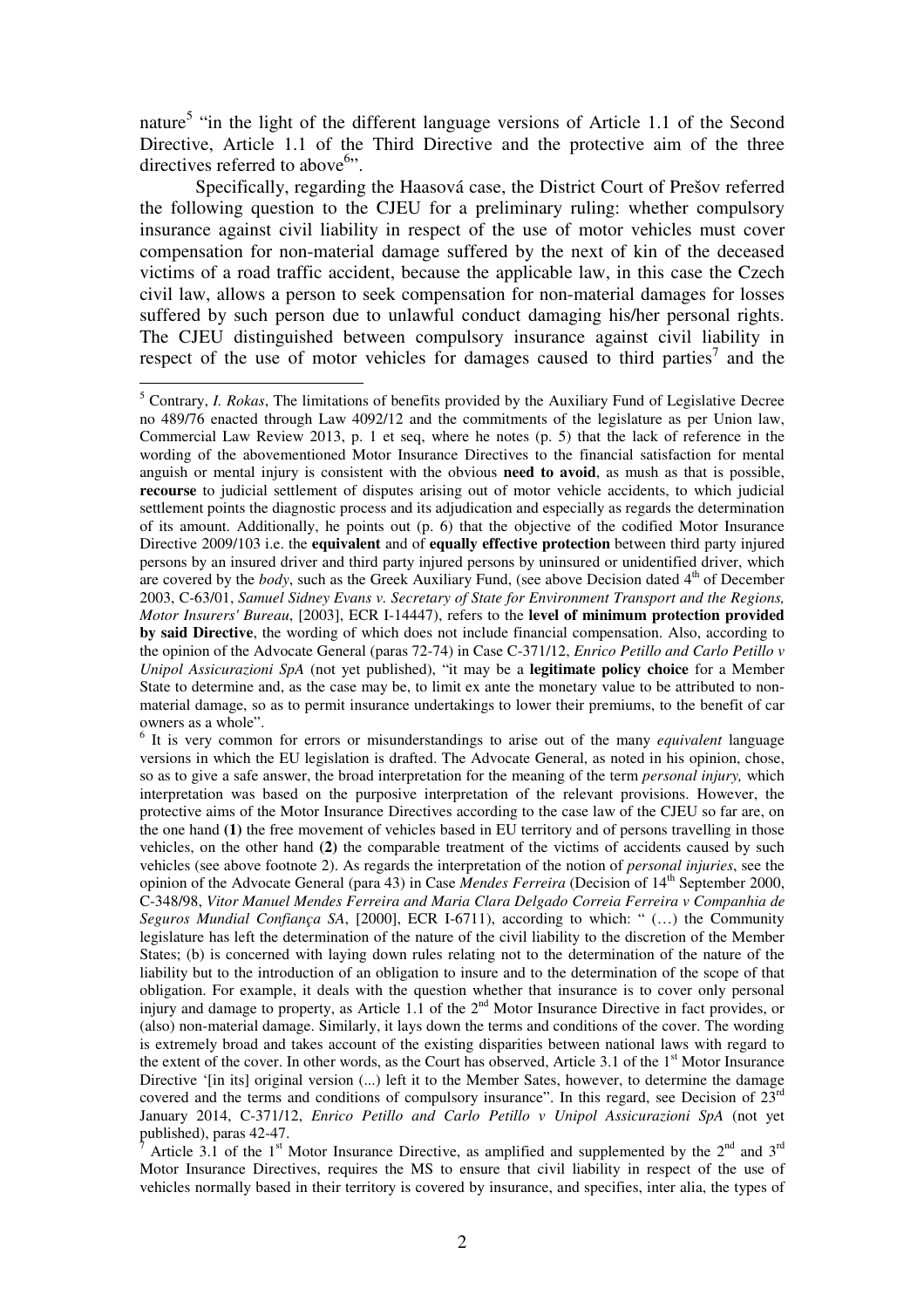nature[5] "in the light of the different language versions of Article 1.1 of the Second Directive, Article 1.1 of the Third Directive and the protective aim of the three directives referred to above[6]".

Specifically, regarding the Haasová case, the District Court of Prešov referred the following question to the CJEU for a preliminary ruling: whether compulsory insurance against civil liability in respect of the use of motor vehicles must cover compensation for non-material damage suffered by the next of kin of the deceased victims of a road traffic accident, because the applicable law, in this case the Czech civil law, allows a person to seek compensation for non-material damages for losses suffered by such person due to unlawful conduct damaging his/her personal rights. The CJEU distinguished between compulsory insurance against civil liability in respect of the use of motor vehicles for damages caused to third parties[7] and the

---

[5] Contrary, *I. Rokas*, The limitations of benefits provided by the Auxiliary Fund of Legislative Decree no 489/76 enacted through Law 4092/12 and the commitments of the legislature as per Union law, Commercial Law Review 2013, p. 1 et seq, where he notes (p. 5) that the lack of reference in the wording of the abovementioned Motor Insurance Directives to the financial satisfaction for mental anguish or mental injury is consistent with the obvious **need to avoid**, as mush as that is possible, **recourse** to judicial settlement of disputes arising out of motor vehicle accidents, to which judicial settlement points the diagnostic process and its adjudication and especially as regards the determination of its amount. Additionally, he points out (p. 6) that the objective of the codified Motor Insurance Directive 2009/103 i.e. the **equivalent** and of **equally effective protection** between third party injured persons by an insured driver and third party injured persons by uninsured or unidentified driver, which are covered by the *body*, such as the Greek Auxiliary Fund, (see above Decision dated 4th of December 2003, C-63/01, *Samuel Sidney Evans v. Secretary of State for Environment Transport and the Regions, Motor Insurers' Bureau*, [2003], ECR I-14447), refers to the **level of minimum protection provided by said Directive**, the wording of which does not include financial compensation. Also, according to the opinion of the Advocate General (paras 72-74) in Case C-371/12, *Enrico Petillo and Carlo Petillo v Unipol Assicurazioni SpA* (not yet published), "it may be a **legitimate policy choice** for a Member State to determine and, as the case may be, to limit ex ante the monetary value to be attributed to non-material damage, so as to permit insurance undertakings to lower their premiums, to the benefit of car owners as a whole".

[6] It is very common for errors or misunderstandings to arise out of the many *equivalent* language versions in which the EU legislation is drafted. The Advocate General, as noted in his opinion, chose, so as to give a safe answer, the broad interpretation for the meaning of the term *personal injury,* which interpretation was based on the purposive interpretation of the relevant provisions. However, the protective aims of the Motor Insurance Directives according to the case law of the CJEU so far are, on the one hand **(1)** the free movement of vehicles based in EU territory and of persons travelling in those vehicles, on the other hand **(2)** the comparable treatment of the victims of accidents caused by such vehicles (see above footnote 2). As regards the interpretation of the notion of *personal injuries*, see the opinion of the Advocate General (para 43) in Case *Mendes Ferreira* (Decision of 14th September 2000, C-348/98, *Vitor Manuel Mendes Ferreira and Maria Clara Delgado Correia Ferreira v Companhia de Seguros Mundial Confiança SA*, [2000], ECR I-6711), according to which: " (…) the Community legislature has left the determination of the nature of the civil liability to the discretion of the Member States; (b) is concerned with laying down rules relating not to the determination of the nature of the liability but to the introduction of an obligation to insure and to the determination of the scope of that obligation. For example, it deals with the question whether that insurance is to cover only personal injury and damage to property, as Article 1.1 of the 2nd Motor Insurance Directive in fact provides, or (also) non-material damage. Similarly, it lays down the terms and conditions of the cover. The wording is extremely broad and takes account of the existing disparities between national laws with regard to the extent of the cover. In other words, as the Court has observed, Article 3.1 of the 1st Motor Insurance Directive '[in its] original version (...) left it to the Member Sates, however, to determine the damage covered and the terms and conditions of compulsory insurance". In this regard, see Decision of 23rd January 2014, C-371/12, *Enrico Petillo and Carlo Petillo v Unipol Assicurazioni SpA* (not yet published), paras 42-47.

[7] Article 3.1 of the 1st Motor Insurance Directive, as amplified and supplemented by the 2nd and 3rd Motor Insurance Directives, requires the MS to ensure that civil liability in respect of the use of vehicles normally based in their territory is covered by insurance, and specifies, inter alia, the types of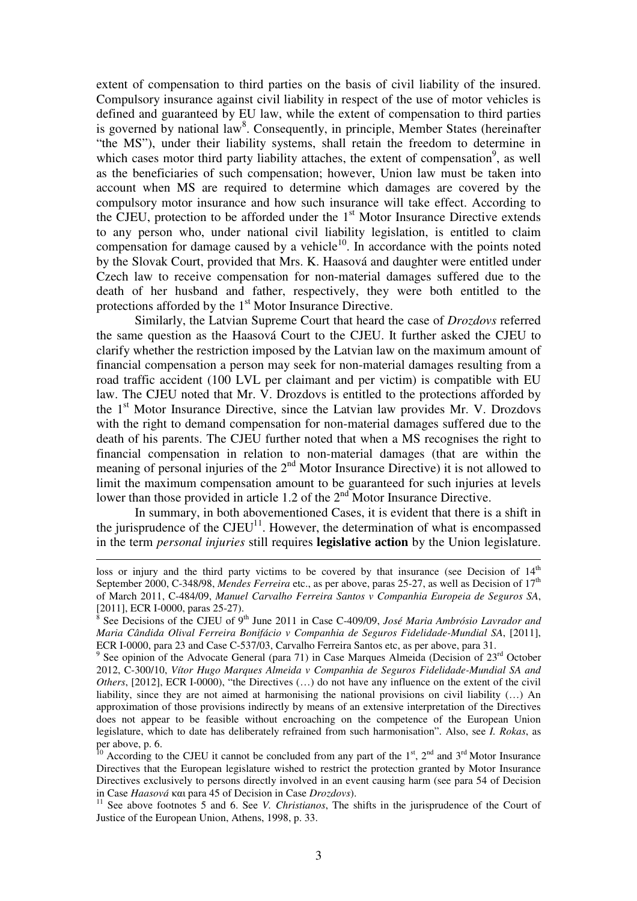extent of compensation to third parties on the basis of civil liability of the insured. Compulsory insurance against civil liability in respect of the use of motor vehicles is defined and guaranteed by EU law, while the extent of compensation to third parties is governed by national law[8]. Consequently, in principle, Member States (hereinafter "the MS"), under their liability systems, shall retain the freedom to determine in which cases motor third party liability attaches, the extent of compensation[9], as well as the beneficiaries of such compensation; however, Union law must be taken into account when MS are required to determine which damages are covered by the compulsory motor insurance and how such insurance will take effect. According to the CJEU, protection to be afforded under the 1st Motor Insurance Directive extends to any person who, under national civil liability legislation, is entitled to claim compensation for damage caused by a vehicle[10]. In accordance with the points noted by the Slovak Court, provided that Mrs. K. Haasová and daughter were entitled under Czech law to receive compensation for non-material damages suffered due to the death of her husband and father, respectively, they were both entitled to the protections afforded by the 1st Motor Insurance Directive.

Similarly, the Latvian Supreme Court that heard the case of *Drozdovs* referred the same question as the Haasová Court to the CJEU. It further asked the CJEU to clarify whether the restriction imposed by the Latvian law on the maximum amount of financial compensation a person may seek for non-material damages resulting from a road traffic accident (100 LVL per claimant and per victim) is compatible with EU law. The CJEU noted that Mr. V. Drozdovs is entitled to the protections afforded by the 1st Motor Insurance Directive, since the Latvian law provides Mr. V. Drozdovs with the right to demand compensation for non-material damages suffered due to the death of his parents. The CJEU further noted that when a MS recognises the right to financial compensation in relation to non-material damages (that are within the meaning of personal injuries of the 2nd Motor Insurance Directive) it is not allowed to limit the maximum compensation amount to be guaranteed for such injuries at levels lower than those provided in article 1.2 of the 2nd Motor Insurance Directive.

In summary, in both abovementioned Cases, it is evident that there is a shift in the jurisprudence of the CJEU[11]. However, the determination of what is encompassed in the term *personal injuries* still requires **legislative action** by the Union legislature.

---

loss or injury and the third party victims to be covered by that insurance (see Decision of 14th September 2000, C-348/98, *Mendes Ferreira* etc., as per above, paras 25-27, as well as Decision of 17th of March 2011, C-484/09, *Manuel Carvalho Ferreira Santos v Companhia Europeia de Seguros SA*, [2011], ECR I-0000, paras 25-27).

[8] See Decisions of the CJEU of 9th June 2011 in Case C-409/09, *José Maria Ambrósio Lavrador and Maria Cândida Olival Ferreira Bonifácio v Companhia de Seguros Fidelidade-Mundial SA*, [2011], ECR I-0000, para 23 and Case C-537/03, Carvalho Ferreira Santos etc, as per above, para 31.

[9] See opinion of the Advocate General (para 71) in Case Marques Almeida (Decision of 23rd October 2012, C-300/10, *Vítor Hugo Marques Almeida v Companhia de Seguros Fidelidade-Mundial SA and Others*, [2012], ECR I-0000), "the Directives (…) do not have any influence on the extent of the civil liability, since they are not aimed at harmonising the national provisions on civil liability (…) An approximation of those provisions indirectly by means of an extensive interpretation of the Directives does not appear to be feasible without encroaching on the competence of the European Union legislature, which to date has deliberately refrained from such harmonisation". Also, see *I. Rokas*, as per above, p. 6.

[10] According to the CJEU it cannot be concluded from any part of the 1st, 2nd and 3rd Motor Insurance Directives that the European legislature wished to restrict the protection granted by Motor Insurance Directives exclusively to persons directly involved in an event causing harm (see para 54 of Decision in Case *Haasová* και para 45 of Decision in Case *Drozdovs*).

[11] See above footnotes 5 and 6. See *V. Christianos*, The shifts in the jurisprudence of the Court of Justice of the European Union, Athens, 1998, p. 33.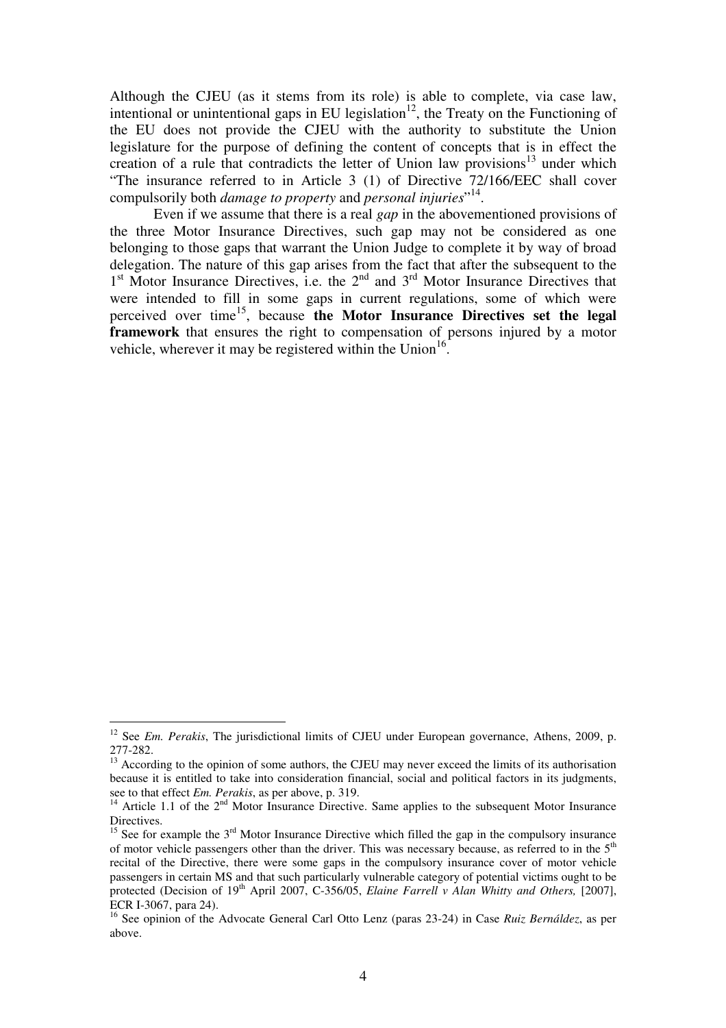Although the CJEU (as it stems from its role) is able to complete, via case law, intentional or unintentional gaps in EU legislation[12], the Treaty on the Functioning of the EU does not provide the CJEU with the authority to substitute the Union legislature for the purpose of defining the content of concepts that is in effect the creation of a rule that contradicts the letter of Union law provisions[13] under which "The insurance referred to in Article 3 (1) of Directive 72/166/EEC shall cover compulsorily both *damage to property* and *personal injuries*"[14].

Even if we assume that there is a real *gap* in the abovementioned provisions of the three Motor Insurance Directives, such gap may not be considered as one belonging to those gaps that warrant the Union Judge to complete it by way of broad delegation. The nature of this gap arises from the fact that after the subsequent to the 1st Motor Insurance Directives, i.e. the 2nd and 3rd Motor Insurance Directives that were intended to fill in some gaps in current regulations, some of which were perceived over time[15], because **the Motor Insurance Directives set the legal framework** that ensures the right to compensation of persons injured by a motor vehicle, wherever it may be registered within the Union[16].

---

[12] See *Em. Perakis*, The jurisdictional limits of CJEU under European governance, Athens, 2009, p. 277-282.

[13] According to the opinion of some authors, the CJEU may never exceed the limits of its authorisation because it is entitled to take into consideration financial, social and political factors in its judgments, see to that effect *Em. Perakis*, as per above, p. 319.

[14] Article 1.1 of the 2nd Motor Insurance Directive. Same applies to the subsequent Motor Insurance Directives.

[15] See for example the 3rd Motor Insurance Directive which filled the gap in the compulsory insurance of motor vehicle passengers other than the driver. This was necessary because, as referred to in the 5th recital of the Directive, there were some gaps in the compulsory insurance cover of motor vehicle passengers in certain MS and that such particularly vulnerable category of potential victims ought to be protected (Decision of 19th April 2007, C-356/05, *Elaine Farrell v Alan Whitty and Others,* [2007], ECR I-3067, para 24).

[16] See opinion of the Advocate General Carl Otto Lenz (paras 23-24) in Case *Ruiz Bernáldez*, as per above.